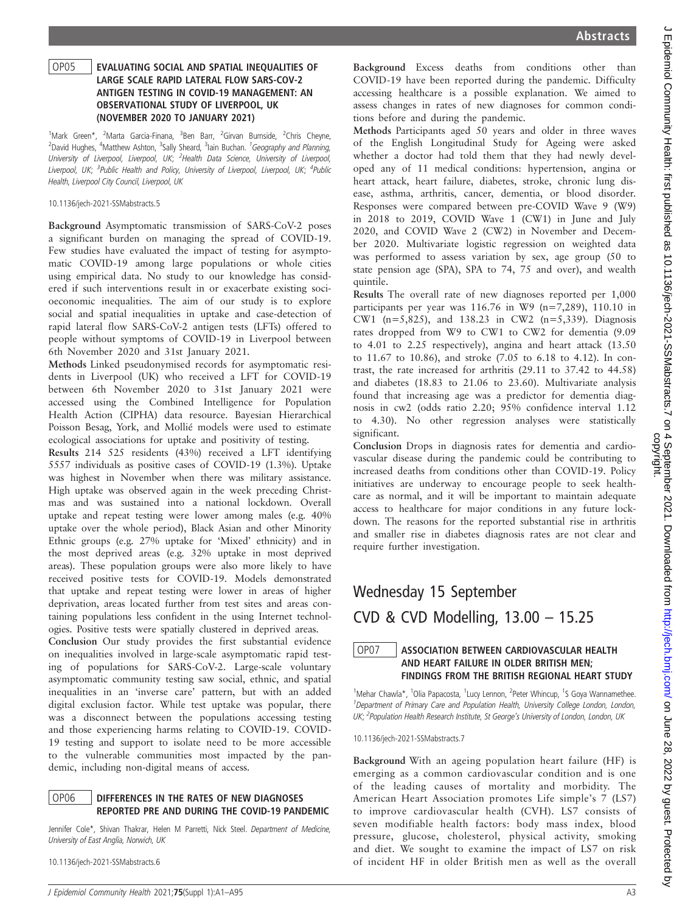## OP05 EVALUATING SOCIAL AND SPATIAL INEQUALITIES OF LARGE SCALE RAPID LATERAL FLOW SARS-COV-2 ANTIGEN TESTING IN COVID-19 MANAGEMENT: AN OBSERVATIONAL STUDY OF LIVERPOOL, UK (NOVEMBER 2020 TO JANUARY 2021)

[1]Mark Green*, [2]Marta Garcia-Finana, [3]Ben Barr, [2]Girvan Burnside, [2]Chris Cheyne, [2]David Hughes, [4]Matthew Ashton, [3]Sally Sheard, [3]Iain Buchan. [1]*Geography and Planning, University of Liverpool, Liverpool, UK*; [2]*Health Data Science, University of Liverpool, Liverpool, UK*; [3]*Public Health and Policy, University of Liverpool, Liverpool, UK*; [4]*Public Health, Liverpool City Council, Liverpool, UK*

10.1136/jech-2021-SSMabstracts.5

**Background** Asymptomatic transmission of SARS-CoV-2 poses a significant burden on managing the spread of COVID-19. Few studies have evaluated the impact of testing for asymptomatic COVID-19 among large populations or whole cities using empirical data. No study to our knowledge has considered if such interventions result in or exacerbate existing socioeconomic inequalities. The aim of our study is to explore social and spatial inequalities in uptake and case-detection of rapid lateral flow SARS-CoV-2 antigen tests (LFTs) offered to people without symptoms of COVID-19 in Liverpool between 6th November 2020 and 31st January 2021.

**Methods** Linked pseudonymised records for asymptomatic residents in Liverpool (UK) who received a LFT for COVID-19 between 6th November 2020 and 31st January 2021 were accessed using the Combined Intelligence for Population Health Action (CIPHA) data resource. Bayesian Hierarchical Poisson Besag, York, and Mollié models were used to estimate ecological associations for uptake and positivity of testing.

**Results** 214 525 residents (43%) received a LFT identifying 5557 individuals as positive cases of COVID-19 (1.3%). Uptake was highest in November when there was military assistance. High uptake was observed again in the week preceding Christmas and was sustained into a national lockdown. Overall uptake and repeat testing were lower among males (e.g. 40% uptake over the whole period), Black Asian and other Minority Ethnic groups (e.g. 27% uptake for 'Mixed' ethnicity) and in the most deprived areas (e.g. 32% uptake in most deprived areas). These population groups were also more likely to have received positive tests for COVID-19. Models demonstrated that uptake and repeat testing were lower in areas of higher deprivation, areas located further from test sites and areas containing populations less confident in the using Internet technologies. Positive tests were spatially clustered in deprived areas.

**Conclusion** Our study provides the first substantial evidence on inequalities involved in large-scale asymptomatic rapid testing of populations for SARS-CoV-2. Large-scale voluntary asymptomatic community testing saw social, ethnic, and spatial inequalities in an 'inverse care' pattern, but with an added digital exclusion factor. While test uptake was popular, there was a disconnect between the populations accessing testing and those experiencing harms relating to COVID-19. COVID-19 testing and support to isolate need to be more accessible to the vulnerable communities most impacted by the pandemic, including non-digital means of access.

## OP06 DIFFERENCES IN THE RATES OF NEW DIAGNOSES REPORTED PRE AND DURING THE COVID-19 PANDEMIC

Jennifer Cole*, Shivan Thakrar, Helen M Parretti, Nick Steel. *Department of Medicine, University of East Anglia, Norwich, UK*

10.1136/jech-2021-SSMabstracts.6

**Background** Excess deaths from conditions other than COVID-19 have been reported during the pandemic. Difficulty accessing healthcare is a possible explanation. We aimed to assess changes in rates of new diagnoses for common conditions before and during the pandemic.

**Methods** Participants aged 50 years and older in three waves of the English Longitudinal Study for Ageing were asked whether a doctor had told them that they had newly developed any of 11 medical conditions: hypertension, angina or heart attack, heart failure, diabetes, stroke, chronic lung disease, asthma, arthritis, cancer, dementia, or blood disorder. Responses were compared between pre-COVID Wave 9 (W9) in 2018 to 2019, COVID Wave 1 (CW1) in June and July 2020, and COVID Wave 2 (CW2) in November and December 2020. Multivariate logistic regression on weighted data was performed to assess variation by sex, age group (50 to state pension age (SPA), SPA to 74, 75 and over), and wealth quintile.

**Results** The overall rate of new diagnoses reported per 1,000 participants per year was 116.76 in W9 (n=7,289), 110.10 in CW1 (n=5,825), and 138.23 in CW2 (n=5,339). Diagnosis rates dropped from W9 to CW1 to CW2 for dementia (9.09 to 4.01 to 2.25 respectively), angina and heart attack (13.50 to 11.67 to 10.86), and stroke (7.05 to 6.18 to 4.12). In contrast, the rate increased for arthritis (29.11 to 37.42 to 44.58) and diabetes (18.83 to 21.06 to 23.60). Multivariate analysis found that increasing age was a predictor for dementia diagnosis in cw2 (odds ratio 2.20; 95% confidence interval 1.12 to 4.30). No other regression analyses were statistically significant.

**Conclusion** Drops in diagnosis rates for dementia and cardiovascular disease during the pandemic could be contributing to increased deaths from conditions other than COVID-19. Policy initiatives are underway to encourage people to seek healthcare as normal, and it will be important to maintain adequate access to healthcare for major conditions in any future lockdown. The reasons for the reported substantial rise in arthritis and smaller rise in diabetes diagnosis rates are not clear and require further investigation.

# Wednesday 15 September

# CVD & CVD Modelling, 13.00 – 15.25

## OP07 ASSOCIATION BETWEEN CARDIOVASCULAR HEALTH AND HEART FAILURE IN OLDER BRITISH MEN; FINDINGS FROM THE BRITISH REGIONAL HEART STUDY

[1]Mehar Chawla*, [1]Olia Papacosta, [1]Lucy Lennon, [2]Peter Whincup, [1]S Goya Wannamethee. [1]*Department of Primary Care and Population Health, University College London, London, UK*; [2]*Population Health Research Institute, St George's University of London, London, UK*

10.1136/jech-2021-SSMabstracts.7

**Background** With an ageing population heart failure (HF) is emerging as a common cardiovascular condition and is one of the leading causes of mortality and morbidity. The American Heart Association promotes Life simple's 7 (LS7) to improve cardiovascular health (CVH). LS7 consists of seven modifiable health factors: body mass index, blood pressure, glucose, cholesterol, physical activity, smoking and diet. We sought to examine the impact of LS7 on risk of incident HF in older British men as well as the overall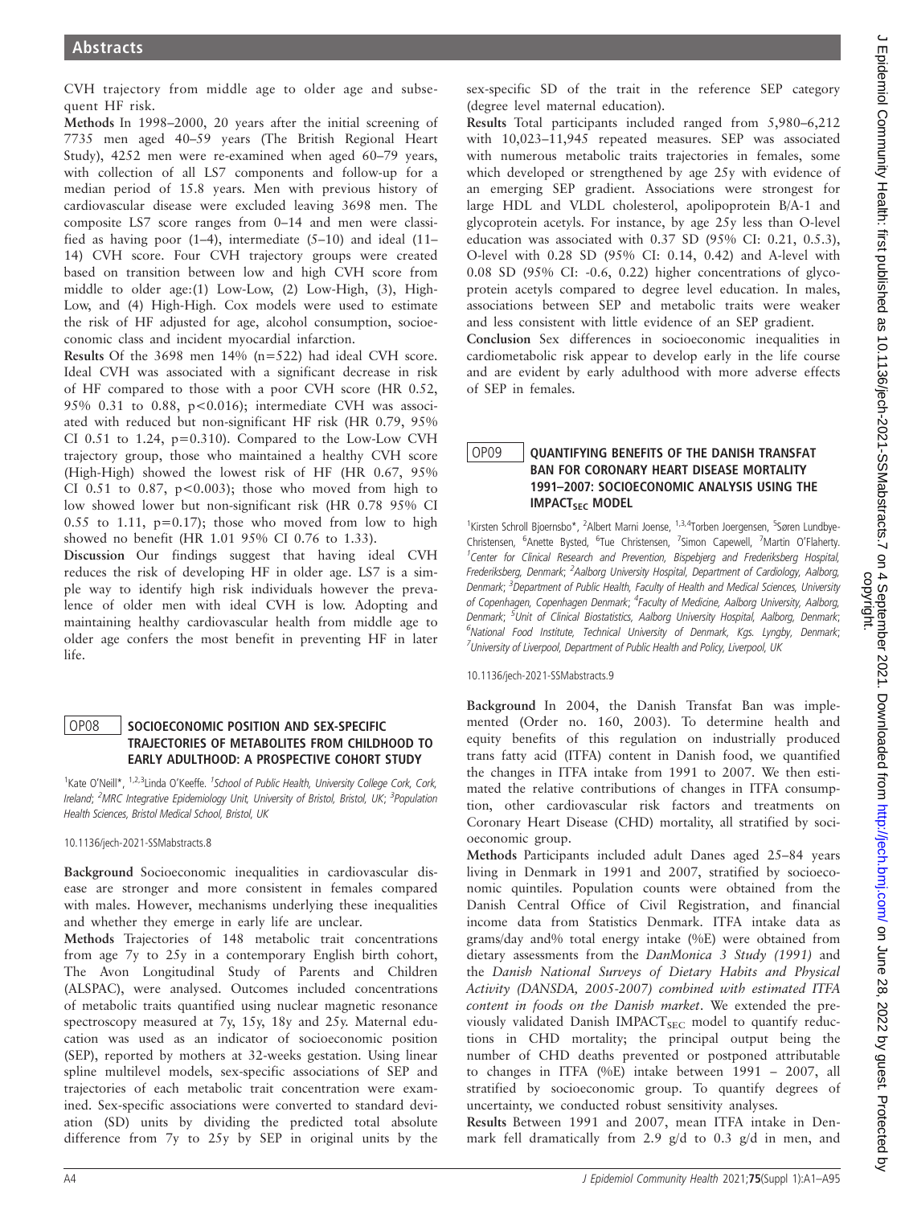CVH trajectory from middle age to older age and subsequent HF risk.

**Methods** In 1998–2000, 20 years after the initial screening of 7735 men aged 40–59 years (The British Regional Heart Study), 4252 men were re-examined when aged 60–79 years, with collection of all LS7 components and follow-up for a median period of 15.8 years. Men with previous history of cardiovascular disease were excluded leaving 3698 men. The composite LS7 score ranges from 0–14 and men were classified as having poor (1–4), intermediate (5–10) and ideal (11–14) CVH score. Four CVH trajectory groups were created based on transition between low and high CVH score from middle to older age:(1) Low-Low, (2) Low-High, (3), High-Low, and (4) High-High. Cox models were used to estimate the risk of HF adjusted for age, alcohol consumption, socioeconomic class and incident myocardial infarction.

**Results** Of the 3698 men 14% (n=522) had ideal CVH score. Ideal CVH was associated with a significant decrease in risk of HF compared to those with a poor CVH score (HR 0.52, 95% 0.31 to 0.88, p<0.016); intermediate CVH was associated with reduced but non-significant HF risk (HR 0.79, 95% CI 0.51 to 1.24, p=0.310). Compared to the Low-Low CVH trajectory group, those who maintained a healthy CVH score (High-High) showed the lowest risk of HF (HR 0.67, 95% CI 0.51 to 0.87, p<0.003); those who moved from high to low showed lower but non-significant risk (HR 0.78 95% CI 0.55 to 1.11, p=0.17); those who moved from low to high showed no benefit (HR 1.01 95% CI 0.76 to 1.33).

**Discussion** Our findings suggest that having ideal CVH reduces the risk of developing HF in older age. LS7 is a simple way to identify high risk individuals however the prevalence of older men with ideal CVH is low. Adopting and maintaining healthy cardiovascular health from middle age to older age confers the most benefit in preventing HF in later life.

## OP08 SOCIOECONOMIC POSITION AND SEX-SPECIFIC TRAJECTORIES OF METABOLITES FROM CHILDHOOD TO EARLY ADULTHOOD: A PROSPECTIVE COHORT STUDY

[1]Kate O'Neill*, [1,2,3]Linda O'Keeffe. [1]School of Public Health, University College Cork, Cork, Ireland; [2]MRC Integrative Epidemiology Unit, University of Bristol, Bristol, UK; [3]Population Health Sciences, Bristol Medical School, Bristol, UK

10.1136/jech-2021-SSMabstracts.8

**Background** Socioeconomic inequalities in cardiovascular disease are stronger and more consistent in females compared with males. However, mechanisms underlying these inequalities and whether they emerge in early life are unclear.

**Methods** Trajectories of 148 metabolic trait concentrations from age 7y to 25y in a contemporary English birth cohort, The Avon Longitudinal Study of Parents and Children (ALSPAC), were analysed. Outcomes included concentrations of metabolic traits quantified using nuclear magnetic resonance spectroscopy measured at 7y, 15y, 18y and 25y. Maternal education was used as an indicator of socioeconomic position (SEP), reported by mothers at 32-weeks gestation. Using linear spline multilevel models, sex-specific associations of SEP and trajectories of each metabolic trait concentration were examined. Sex-specific associations were converted to standard deviation (SD) units by dividing the predicted total absolute difference from 7y to 25y by SEP in original units by the sex-specific SD of the trait in the reference SEP category (degree level maternal education).

**Results** Total participants included ranged from 5,980–6,212 with 10,023–11,945 repeated measures. SEP was associated with numerous metabolic traits trajectories in females, some which developed or strengthened by age 25y with evidence of an emerging SEP gradient. Associations were strongest for large HDL and VLDL cholesterol, apolipoprotein B/A-1 and glycoprotein acetyls. For instance, by age 25y less than O-level education was associated with 0.37 SD (95% CI: 0.21, 0.5.3), O-level with 0.28 SD (95% CI: 0.14, 0.42) and A-level with 0.08 SD (95% CI: -0.6, 0.22) higher concentrations of glycoprotein acetyls compared to degree level education. In males, associations between SEP and metabolic traits were weaker and less consistent with little evidence of an SEP gradient.

**Conclusion** Sex differences in socioeconomic inequalities in cardiometabolic risk appear to develop early in the life course and are evident by early adulthood with more adverse effects of SEP in females.

## OP09 QUANTIFYING BENEFITS OF THE DANISH TRANSFAT BAN FOR CORONARY HEART DISEASE MORTALITY 1991–2007: SOCIOECONOMIC ANALYSIS USING THE IMPACT$_{SEC}$ MODEL

[1]Kirsten Schroll Bjoernsbo*, [2]Albert Marni Joense, [1,3,4]Torben Joergensen, [5]Søren Lundbye-Christensen, [6]Anette Bysted, [6]Tue Christensen, [7]Simon Capewell, [7]Martin O'Flaherty. [1]Center for Clinical Research and Prevention, Bispebjerg and Frederiksberg Hospital, Frederiksberg, Denmark; [2]Aalborg University Hospital, Department of Cardiology, Aalborg, Denmark; [3]Department of Public Health, Faculty of Health and Medical Sciences, University of Copenhagen, Copenhagen Denmark; [4]Faculty of Medicine, Aalborg University, Aalborg, Denmark; [5]Unit of Clinical Biostatistics, Aalborg University Hospital, Aalborg, Denmark; [6]National Food Institute, Technical University of Denmark, Kgs. Lyngby, Denmark; [7]University of Liverpool, Department of Public Health and Policy, Liverpool, UK

10.1136/jech-2021-SSMabstracts.9

**Background** In 2004, the Danish Transfat Ban was implemented (Order no. 160, 2003). To determine health and equity benefits of this regulation on industrially produced trans fatty acid (ITFA) content in Danish food, we quantified the changes in ITFA intake from 1991 to 2007. We then estimated the relative contributions of changes in ITFA consumption, other cardiovascular risk factors and treatments on Coronary Heart Disease (CHD) mortality, all stratified by socioeconomic group.

**Methods** Participants included adult Danes aged 25–84 years living in Denmark in 1991 and 2007, stratified by socioeconomic quintiles. Population counts were obtained from the Danish Central Office of Civil Registration, and financial income data from Statistics Denmark. ITFA intake data as grams/day and% total energy intake (%E) were obtained from dietary assessments from the *DanMonica 3 Study (1991)* and the *Danish National Surveys of Dietary Habits and Physical Activity (DANSDA, 2005-2007) combined with estimated ITFA content in foods on the Danish market*. We extended the previously validated Danish IMPACT$_{SEC}$ model to quantify reductions in CHD mortality; the principal output being the number of CHD deaths prevented or postponed attributable to changes in ITFA (%E) intake between 1991 – 2007, all stratified by socioeconomic group. To quantify degrees of uncertainty, we conducted robust sensitivity analyses.

**Results** Between 1991 and 2007, mean ITFA intake in Denmark fell dramatically from 2.9 g/d to 0.3 g/d in men, and